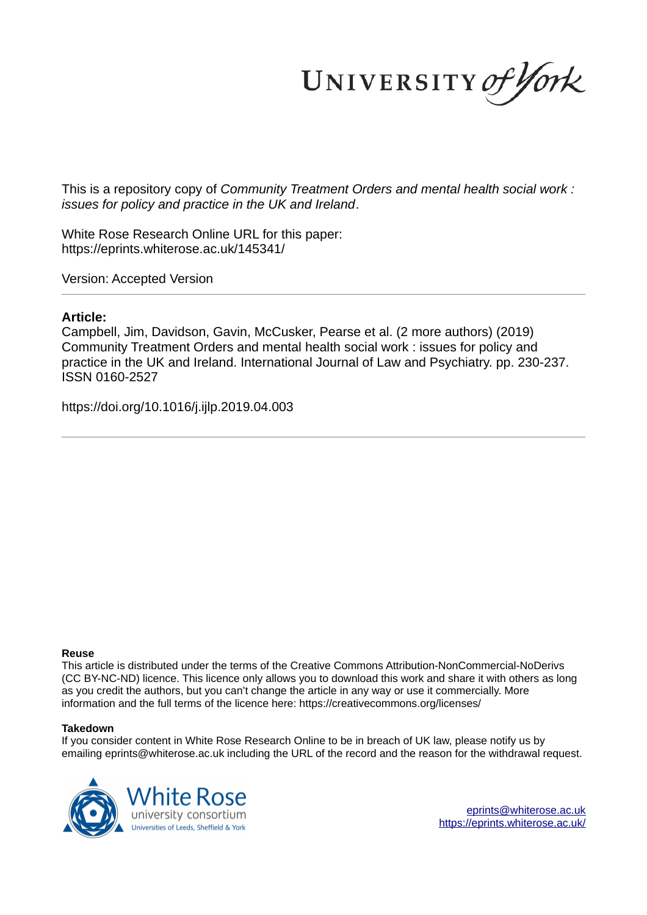UNIVERSITY of York

This is a repository copy of *Community Treatment Orders and mental health social work : issues for policy and practice in the UK and Ireland*.

White Rose Research Online URL for this paper:
https://eprints.whiterose.ac.uk/145341/

Version: Accepted Version

---

**Article:**

Campbell, Jim, Davidson, Gavin, McCusker, Pearse et al. (2 more authors) (2019) Community Treatment Orders and mental health social work : issues for policy and practice in the UK and Ireland. International Journal of Law and Psychiatry. pp. 230-237. ISSN 0160-2527

https://doi.org/10.1016/j.ijlp.2019.04.003

---

**Reuse**

This article is distributed under the terms of the Creative Commons Attribution-NonCommercial-NoDerivs (CC BY-NC-ND) licence. This licence only allows you to download this work and share it with others as long as you credit the authors, but you can't change the article in any way or use it commercially. More information and the full terms of the licence here: https://creativecommons.org/licenses/

**Takedown**

If you consider content in White Rose Research Online to be in breach of UK law, please notify us by emailing eprints@whiterose.ac.uk including the URL of the record and the reason for the withdrawal request.

White Rose university consortium
Universities of Leeds, Sheffield & York

eprints@whiterose.ac.uk
https://eprints.whiterose.ac.uk/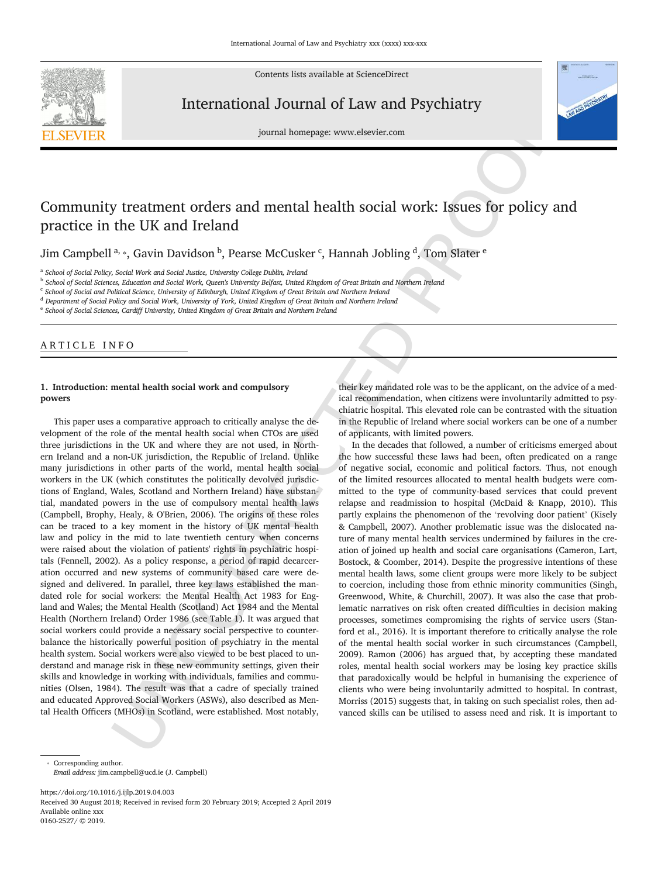# Community treatment orders and mental health social work: Issues for policy and practice in the UK and Ireland

Jim Campbell [a,*], Gavin Davidson [b], Pearse McCusker [c], Hannah Jobling [d], Tom Slater [e]

[a] School of Social Policy, Social Work and Social Justice, University College Dublin, Ireland
[b] School of Social Sciences, Education and Social Work, Queen's University Belfast, United Kingdom of Great Britain and Northern Ireland
[c] School of Social and Political Science, University of Edinburgh, United Kingdom of Great Britain and Northern Ireland
[d] Department of Social Policy and Social Work, University of York, United Kingdom of Great Britain and Northern Ireland
[e] School of Social Sciences, Cardiff University, United Kingdom of Great Britain and Northern Ireland

ARTICLE INFO

## 1. Introduction: mental health social work and compulsory powers

This paper uses a comparative approach to critically analyse the development of the role of the mental health social when CTOs are used three jurisdictions in the UK and where they are not used, in Northern Ireland and a non-UK jurisdiction, the Republic of Ireland. Unlike many jurisdictions in other parts of the world, mental health social workers in the UK (which constitutes the politically devolved jurisdictions of England, Wales, Scotland and Northern Ireland) have substantial, mandated powers in the use of compulsory mental health laws (Campbell, Brophy, Healy, & O'Brien, 2006). The origins of these roles can be traced to a key moment in the history of UK mental health law and policy in the mid to late twentieth century when concerns were raised about the violation of patients' rights in psychiatric hospitals (Fennell, 2002). As a policy response, a period of rapid decarceration occurred and new systems of community based care were designed and delivered. In parallel, three key laws established the mandated role for social workers: the Mental Health Act 1983 for England and Wales; the Mental Health (Scotland) Act 1984 and the Mental Health (Northern Ireland) Order 1986 (see Table 1). It was argued that social workers could provide a necessary social perspective to counterbalance the historically powerful position of psychiatry in the mental health system. Social workers were also viewed to be best placed to understand and manage risk in these new community settings, given their skills and knowledge in working with individuals, families and communities (Olsen, 1984). The result was that a cadre of specially trained and educated Approved Social Workers (ASWs), also described as Mental Health Officers (MHOs) in Scotland, were established. Most notably, their key mandated role was to be the applicant, on the advice of a medical recommendation, when citizens were involuntarily admitted to psychiatric hospital. This elevated role can be contrasted with the situation in the Republic of Ireland where social workers can be one of a number of applicants, with limited powers.

In the decades that followed, a number of criticisms emerged about the how successful these laws had been, often predicated on a range of negative social, economic and political factors. Thus, not enough of the limited resources allocated to mental health budgets were committed to the type of community-based services that could prevent relapse and readmission to hospital (McDaid & Knapp, 2010). This partly explains the phenomenon of the 'revolving door patient' (Kisely & Campbell, 2007). Another problematic issue was the dislocated nature of many mental health services undermined by failures in the creation of joined up health and social care organisations (Cameron, Lart, Bostock, & Coomber, 2014). Despite the progressive intentions of these mental health laws, some client groups were more likely to be subject to coercion, including those from ethnic minority communities (Singh, Greenwood, White, & Churchill, 2007). It was also the case that problematic narratives on risk often created difficulties in decision making processes, sometimes compromising the rights of service users (Stanford et al., 2016). It is important therefore to critically analyse the role of the mental health social worker in such circumstances (Campbell, 2009). Ramon (2006) has argued that, by accepting these mandated roles, mental health social workers may be losing key practice skills that paradoxically would be helpful in humanising the experience of clients who were being involuntarily admitted to hospital. In contrast, Morriss (2015) suggests that, in taking on such specialist roles, then advanced skills can be utilised to assess need and risk. It is important to

* Corresponding author.
*Email address:* jim.campbell@ucd.ie (J. Campbell)

https://doi.org/10.1016/j.ijlp.2019.04.003
Received 30 August 2018; Received in revised form 20 February 2019; Accepted 2 April 2019
Available online xxx
0160-2527/ © 2019.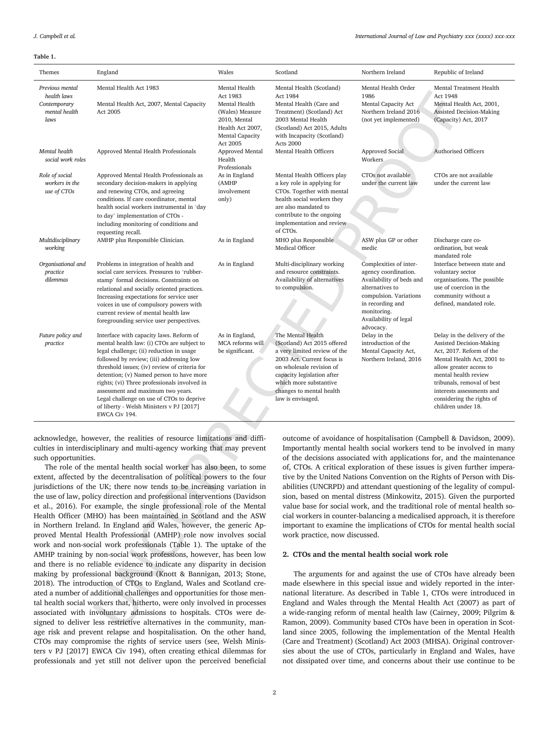**Table 1.**

| Themes | England | Wales | Scotland | Northern Ireland | Republic of Ireland |
|---|---|---|---|---|---|
| *Previous mental health laws* | Mental Health Act 1983 | Mental Health Act 1983 | Mental Health (Scotland) Act 1984 | Mental Health Order 1986 | Mental Treatment Health Act 1948 |
| *Contemporary mental health laws* | Mental Health Act, 2007, Mental Capacity Act 2005 | Mental Health (Wales) Measure 2010, Mental Health Act 2007, Mental Capacity Act 2005 | Mental Health (Care and Treatment) (Scotland) Act 2003 Mental Health (Scotland) Act 2015, Adults with Incapacity (Scotland) Acts 2000 | Mental Capacity Act Northern Ireland 2016 (not yet implemented) | Mental Health Act, 2001, Assisted Decision-Making (Capacity) Act, 2017 |
| *Mental health social work roles* | Approved Mental Health Professionals | Approved Mental Health Professionals | Mental Health Officers | Approved Social Workers | Authorised Officers |
| *Role of social workers in the use of CTOs* | Approved Mental Health Professionals as secondary decision-makers in applying and renewing CTOs, and agreeing conditions. If care coordinator, mental health social workers instrumental in 'day to day' implementation of CTOs - including monitoring of conditions and requesting recall. | As in England (AMHP involvement only) | Mental Health Officers play a key role in applying for CTOs. Together with mental health social workers they are also mandated to contribute to the ongoing implementation and review of CTOs. | CTOs not available under the current law | CTOs are not available under the current law |
| *Multidisciplinary working* | AMHP plus Responsible Clinician. | As in England | MHO plus Responsible Medical Officer | ASW plus GP or other medic | Discharge care co-ordination, but weak mandated role |
| *Organisational and practice dilemmas* | Problems in integration of health and social care services. Pressures to 'rubber-stamp' formal decisions. Constraints on relational and socially oriented practices. Increasing expectations for service user voices in use of compulsory powers with current review of mental health law foregrounding service user perspectives. | As in England | Multi-disciplinary working and resource constraints. Availability of alternatives to compulsion. | Complexities of inter-agency coordination. Availability of beds and alternatives to compulsion. Variations in recording and monitoring. Availability of legal advocacy. | Interface between state and voluntary sector organisations. The possible use of coercion in the community without a defined, mandated role. |
| *Future policy and practice* | Interface with capacity laws. Reform of mental health law: (i) CTOs are subject to legal challenge; (ii) reduction in usage followed by review; (iii) addressing low threshold issues; (iv) review of criteria for detention; (v) Named person to have more rights; (vi) Three professionals involved in assessment and maximum two years. Legal challenge on use of CTOs to deprive of liberty - Welsh Ministers v PJ [2017] EWCA Civ 194. | As in England, MCA reforms will be significant. | The Mental Health (Scotland) Act 2015 offered a very limited review of the 2003 Act. Current focus is on wholesale revision of capacity legislation after which more substantive changes to mental health law is envisaged. | Delay in the introduction of the Mental Capacity Act, Northern Ireland, 2016 | Delay in the delivery of the Assisted Decision-Making Act, 2017. Reform of the Mental Health Act, 2001 to allow greater access to mental health review tribunals, removal of best interests assessments and considering the rights of children under 18. |

acknowledge, however, the realities of resource limitations and difficulties in interdisciplinary and multi-agency working that may prevent such opportunities.

The role of the mental health social worker has also been, to some extent, affected by the decentralisation of political powers to the four jurisdictions of the UK; there now tends to be increasing variation in the use of law, policy direction and professional interventions (Davidson et al., 2016). For example, the single professional role of the Mental Health Officer (MHO) has been maintained in Scotland and the ASW in Northern Ireland. In England and Wales, however, the generic Approved Mental Health Professional (AMHP) role now involves social work and non-social work professionals (Table 1). The uptake of the AMHP training by non-social work professions, however, has been low and there is no reliable evidence to indicate any disparity in decision making by professional background (Knott & Bannigan, 2013; Stone, 2018). The introduction of CTOs to England, Wales and Scotland created a number of additional challenges and opportunities for those mental health social workers that, hitherto, were only involved in processes associated with involuntary admissions to hospitals. CTOs were designed to deliver less restrictive alternatives in the community, manage risk and prevent relapse and hospitalisation. On the other hand, CTOs may compromise the rights of service users (see, Welsh Ministers v PJ [2017] EWCA Civ 194), often creating ethical dilemmas for professionals and yet still not deliver upon the perceived beneficial outcome of avoidance of hospitalisation (Campbell & Davidson, 2009). Importantly mental health social workers tend to be involved in many of the decisions associated with applications for, and the maintenance of, CTOs. A critical exploration of these issues is given further imperative by the United Nations Convention on the Rights of Person with Disabilities (UNCRPD) and attendant questioning of the legality of compulsion, based on mental distress (Minkowitz, 2015). Given the purported value base for social work, and the traditional role of mental health social workers in counter-balancing a medicalised approach, it is therefore important to examine the implications of CTOs for mental health social work practice, now discussed.

## 2. CTOs and the mental health social work role

The arguments for and against the use of CTOs have already been made elsewhere in this special issue and widely reported in the international literature. As described in Table 1, CTOs were introduced in England and Wales through the Mental Health Act (2007) as part of a wide-ranging reform of mental health law (Cairney, 2009; Pilgrim & Ramon, 2009). Community based CTOs have been in operation in Scotland since 2005, following the implementation of the Mental Health (Care and Treatment) (Scotland) Act 2003 (MHSA). Original controversies about the use of CTOs, particularly in England and Wales, have not dissipated over time, and concerns about their use continue to be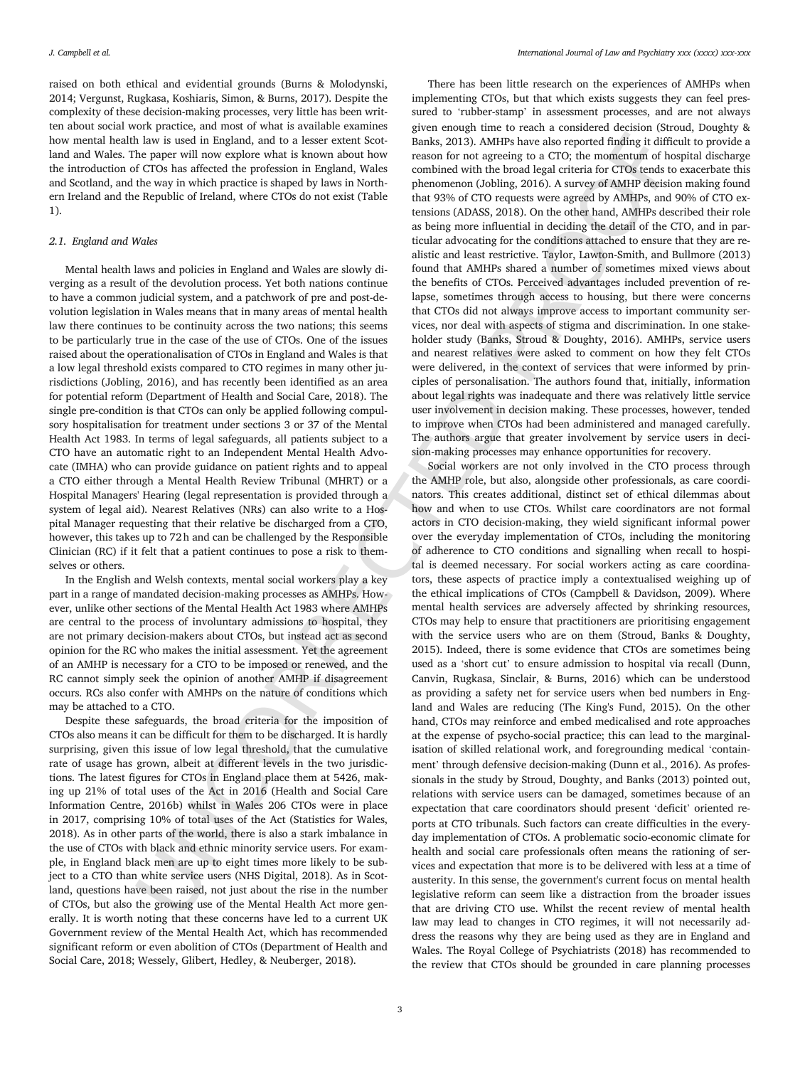raised on both ethical and evidential grounds (Burns & Molodynski, 2014; Vergunst, Rugkasa, Koshiaris, Simon, & Burns, 2017). Despite the complexity of these decision-making processes, very little has been written about social work practice, and most of what is available examines how mental health law is used in England, and to a lesser extent Scotland and Wales. The paper will now explore what is known about how the introduction of CTOs has affected the profession in England, Wales and Scotland, and the way in which practice is shaped by laws in Northern Ireland and the Republic of Ireland, where CTOs do not exist (Table 1).

### 2.1. England and Wales

Mental health laws and policies in England and Wales are slowly diverging as a result of the devolution process. Yet both nations continue to have a common judicial system, and a patchwork of pre and post-devolution legislation in Wales means that in many areas of mental health law there continues to be continuity across the two nations; this seems to be particularly true in the case of the use of CTOs. One of the issues raised about the operationalisation of CTOs in England and Wales is that a low legal threshold exists compared to CTO regimes in many other jurisdictions (Jobling, 2016), and has recently been identified as an area for potential reform (Department of Health and Social Care, 2018). The single pre-condition is that CTOs can only be applied following compulsory hospitalisation for treatment under sections 3 or 37 of the Mental Health Act 1983. In terms of legal safeguards, all patients subject to a CTO have an automatic right to an Independent Mental Health Advocate (IMHA) who can provide guidance on patient rights and to appeal a CTO either through a Mental Health Review Tribunal (MHRT) or a Hospital Managers' Hearing (legal representation is provided through a system of legal aid). Nearest Relatives (NRs) can also write to a Hospital Manager requesting that their relative be discharged from a CTO, however, this takes up to 72 h and can be challenged by the Responsible Clinician (RC) if it felt that a patient continues to pose a risk to themselves or others.

In the English and Welsh contexts, mental social workers play a key part in a range of mandated decision-making processes as AMHPs. However, unlike other sections of the Mental Health Act 1983 where AMHPs are central to the process of involuntary admissions to hospital, they are not primary decision-makers about CTOs, but instead act as second opinion for the RC who makes the initial assessment. Yet the agreement of an AMHP is necessary for a CTO to be imposed or renewed, and the RC cannot simply seek the opinion of another AMHP if disagreement occurs. RCs also confer with AMHPs on the nature of conditions which may be attached to a CTO.

Despite these safeguards, the broad criteria for the imposition of CTOs also means it can be difficult for them to be discharged. It is hardly surprising, given this issue of low legal threshold, that the cumulative rate of usage has grown, albeit at different levels in the two jurisdictions. The latest figures for CTOs in England place them at 5426, making up 21% of total uses of the Act in 2016 (Health and Social Care Information Centre, 2016b) whilst in Wales 206 CTOs were in place in 2017, comprising 10% of total uses of the Act (Statistics for Wales, 2018). As in other parts of the world, there is also a stark imbalance in the use of CTOs with black and ethnic minority service users. For example, in England black men are up to eight times more likely to be subject to a CTO than white service users (NHS Digital, 2018). As in Scotland, questions have been raised, not just about the rise in the number of CTOs, but also the growing use of the Mental Health Act more generally. It is worth noting that these concerns have led to a current UK Government review of the Mental Health Act, which has recommended significant reform or even abolition of CTOs (Department of Health and Social Care, 2018; Wessely, Glibert, Hedley, & Neuberger, 2018).

There has been little research on the experiences of AMHPs when implementing CTOs, but that which exists suggests they can feel pressured to 'rubber-stamp' in assessment processes, and are not always given enough time to reach a considered decision (Stroud, Doughty & Banks, 2013). AMHPs have also reported finding it difficult to provide a reason for not agreeing to a CTO; the momentum of hospital discharge combined with the broad legal criteria for CTOs tends to exacerbate this phenomenon (Jobling, 2016). A survey of AMHP decision making found that 93% of CTO requests were agreed by AMHPs, and 90% of CTO extensions (ADASS, 2018). On the other hand, AMHPs described their role as being more influential in deciding the detail of the CTO, and in particular advocating for the conditions attached to ensure that they are realistic and least restrictive. Taylor, Lawton-Smith, and Bullmore (2013) found that AMHPs shared a number of sometimes mixed views about the benefits of CTOs. Perceived advantages included prevention of relapse, sometimes through access to housing, but there were concerns that CTOs did not always improve access to important community services, nor deal with aspects of stigma and discrimination. In one stakeholder study (Banks, Stroud & Doughty, 2016). AMHPs, service users and nearest relatives were asked to comment on how they felt CTOs were delivered, in the context of services that were informed by principles of personalisation. The authors found that, initially, information about legal rights was inadequate and there was relatively little service user involvement in decision making. These processes, however, tended to improve when CTOs had been administered and managed carefully. The authors argue that greater involvement by service users in decision-making processes may enhance opportunities for recovery.

Social workers are not only involved in the CTO process through the AMHP role, but also, alongside other professionals, as care coordinators. This creates additional, distinct set of ethical dilemmas about how and when to use CTOs. Whilst care coordinators are not formal actors in CTO decision-making, they wield significant informal power over the everyday implementation of CTOs, including the monitoring of adherence to CTO conditions and signalling when recall to hospital is deemed necessary. For social workers acting as care coordinators, these aspects of practice imply a contextualised weighing up of the ethical implications of CTOs (Campbell & Davidson, 2009). Where mental health services are adversely affected by shrinking resources, CTOs may help to ensure that practitioners are prioritising engagement with the service users who are on them (Stroud, Banks & Doughty, 2015). Indeed, there is some evidence that CTOs are sometimes being used as a 'short cut' to ensure admission to hospital via recall (Dunn, Canvin, Rugkasa, Sinclair, & Burns, 2016) which can be understood as providing a safety net for service users when bed numbers in England and Wales are reducing (The King's Fund, 2015). On the other hand, CTOs may reinforce and embed medicalised and rote approaches at the expense of psycho-social practice; this can lead to the marginalisation of skilled relational work, and foregrounding medical 'containment' through defensive decision-making (Dunn et al., 2016). As professionals in the study by Stroud, Doughty, and Banks (2013) pointed out, relations with service users can be damaged, sometimes because of an expectation that care coordinators should present 'deficit' oriented reports at CTO tribunals. Such factors can create difficulties in the everyday implementation of CTOs. A problematic socio-economic climate for health and social care professionals often means the rationing of services and expectation that more is to be delivered with less at a time of austerity. In this sense, the government's current focus on mental health legislative reform can seem like a distraction from the broader issues that are driving CTO use. Whilst the recent review of mental health law may lead to changes in CTO regimes, it will not necessarily address the reasons why they are being used as they are in England and Wales. The Royal College of Psychiatrists (2018) has recommended to the review that CTOs should be grounded in care planning processes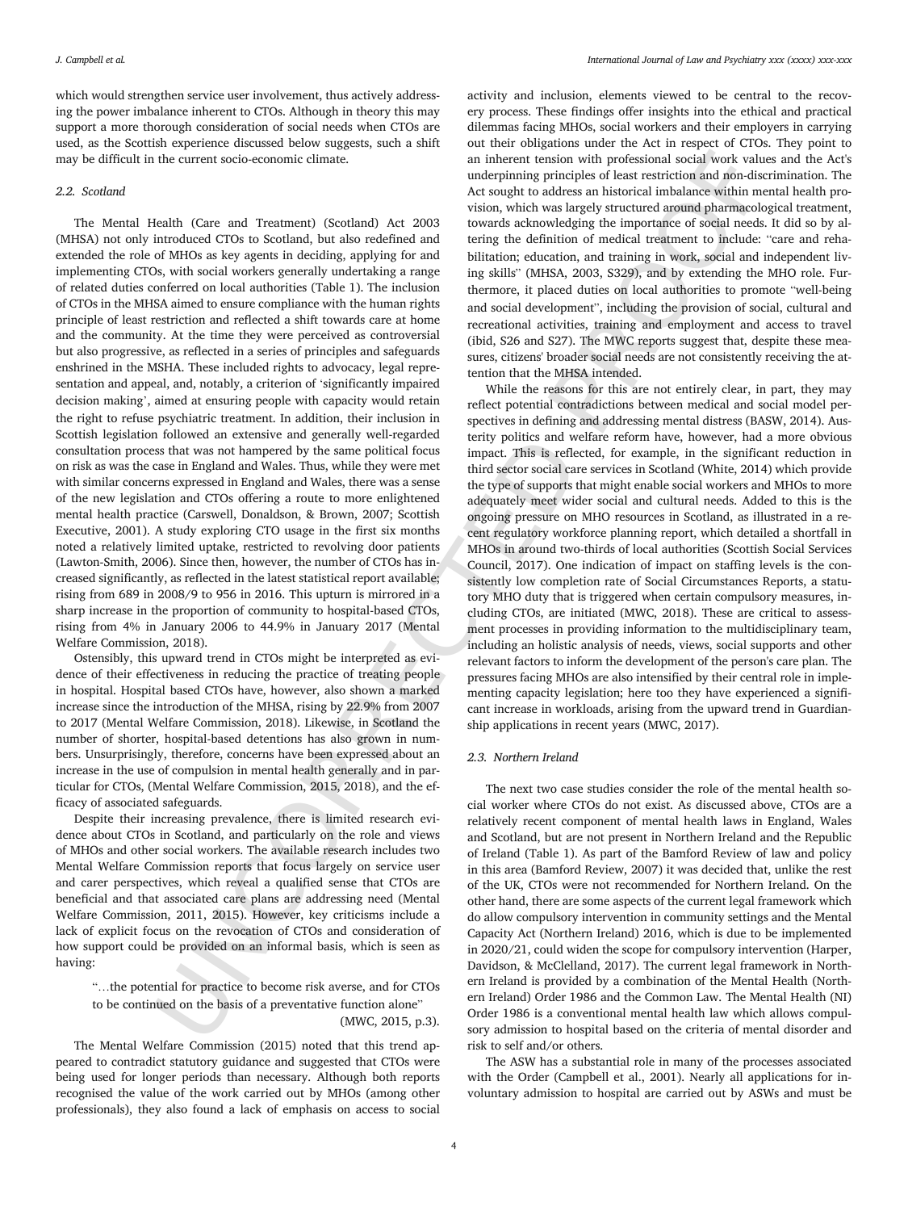which would strengthen service user involvement, thus actively addressing the power imbalance inherent to CTOs. Although in theory this may support a more thorough consideration of social needs when CTOs are used, as the Scottish experience discussed below suggests, such a shift may be difficult in the current socio-economic climate.

### 2.2. Scotland

The Mental Health (Care and Treatment) (Scotland) Act 2003 (MHSA) not only introduced CTOs to Scotland, but also redefined and extended the role of MHOs as key agents in deciding, applying for and implementing CTOs, with social workers generally undertaking a range of related duties conferred on local authorities (Table 1). The inclusion of CTOs in the MHSA aimed to ensure compliance with the human rights principle of least restriction and reflected a shift towards care at home and the community. At the time they were perceived as controversial but also progressive, as reflected in a series of principles and safeguards enshrined in the MSHA. These included rights to advocacy, legal representation and appeal, and, notably, a criterion of 'significantly impaired decision making', aimed at ensuring people with capacity would retain the right to refuse psychiatric treatment. In addition, their inclusion in Scottish legislation followed an extensive and generally well-regarded consultation process that was not hampered by the same political focus on risk as was the case in England and Wales. Thus, while they were met with similar concerns expressed in England and Wales, there was a sense of the new legislation and CTOs offering a route to more enlightened mental health practice (Carswell, Donaldson, & Brown, 2007; Scottish Executive, 2001). A study exploring CTO usage in the first six months noted a relatively limited uptake, restricted to revolving door patients (Lawton-Smith, 2006). Since then, however, the number of CTOs has increased significantly, as reflected in the latest statistical report available; rising from 689 in 2008/9 to 956 in 2016. This upturn is mirrored in a sharp increase in the proportion of community to hospital-based CTOs, rising from 4% in January 2006 to 44.9% in January 2017 (Mental Welfare Commission, 2018).

Ostensibly, this upward trend in CTOs might be interpreted as evidence of their effectiveness in reducing the practice of treating people in hospital. Hospital based CTOs have, however, also shown a marked increase since the introduction of the MHSA, rising by 22.9% from 2007 to 2017 (Mental Welfare Commission, 2018). Likewise, in Scotland the number of shorter, hospital-based detentions has also grown in numbers. Unsurprisingly, therefore, concerns have been expressed about an increase in the use of compulsion in mental health generally and in particular for CTOs, (Mental Welfare Commission, 2015, 2018), and the efficacy of associated safeguards.

Despite their increasing prevalence, there is limited research evidence about CTOs in Scotland, and particularly on the role and views of MHOs and other social workers. The available research includes two Mental Welfare Commission reports that focus largely on service user and carer perspectives, which reveal a qualified sense that CTOs are beneficial and that associated care plans are addressing need (Mental Welfare Commission, 2011, 2015). However, key criticisms include a lack of explicit focus on the revocation of CTOs and consideration of how support could be provided on an informal basis, which is seen as having:

> "…the potential for practice to become risk averse, and for CTOs to be continued on the basis of a preventative function alone"
>
> (MWC, 2015, p.3).

The Mental Welfare Commission (2015) noted that this trend appeared to contradict statutory guidance and suggested that CTOs were being used for longer periods than necessary. Although both reports recognised the value of the work carried out by MHOs (among other professionals), they also found a lack of emphasis on access to social activity and inclusion, elements viewed to be central to the recovery process. These findings offer insights into the ethical and practical dilemmas facing MHOs, social workers and their employers in carrying out their obligations under the Act in respect of CTOs. They point to an inherent tension with professional social work values and the Act's underpinning principles of least restriction and non-discrimination. The Act sought to address an historical imbalance within mental health provision, which was largely structured around pharmacological treatment, towards acknowledging the importance of social needs. It did so by altering the definition of medical treatment to include: "care and rehabilitation; education, and training in work, social and independent living skills" (MHSA, 2003, S329), and by extending the MHO role. Furthermore, it placed duties on local authorities to promote "well-being and social development", including the provision of social, cultural and recreational activities, training and employment and access to travel (ibid, S26 and S27). The MWC reports suggest that, despite these measures, citizens' broader social needs are not consistently receiving the attention that the MHSA intended.

While the reasons for this are not entirely clear, in part, they may reflect potential contradictions between medical and social model perspectives in defining and addressing mental distress (BASW, 2014). Austerity politics and welfare reform have, however, had a more obvious impact. This is reflected, for example, in the significant reduction in third sector social care services in Scotland (White, 2014) which provide the type of supports that might enable social workers and MHOs to more adequately meet wider social and cultural needs. Added to this is the ongoing pressure on MHO resources in Scotland, as illustrated in a recent regulatory workforce planning report, which detailed a shortfall in MHOs in around two-thirds of local authorities (Scottish Social Services Council, 2017). One indication of impact on staffing levels is the consistently low completion rate of Social Circumstances Reports, a statutory MHO duty that is triggered when certain compulsory measures, including CTOs, are initiated (MWC, 2018). These are critical to assessment processes in providing information to the multidisciplinary team, including an holistic analysis of needs, views, social supports and other relevant factors to inform the development of the person's care plan. The pressures facing MHOs are also intensified by their central role in implementing capacity legislation; here too they have experienced a significant increase in workloads, arising from the upward trend in Guardianship applications in recent years (MWC, 2017).

### 2.3. Northern Ireland

The next two case studies consider the role of the mental health social worker where CTOs do not exist. As discussed above, CTOs are a relatively recent component of mental health laws in England, Wales and Scotland, but are not present in Northern Ireland and the Republic of Ireland (Table 1). As part of the Bamford Review of law and policy in this area (Bamford Review, 2007) it was decided that, unlike the rest of the UK, CTOs were not recommended for Northern Ireland. On the other hand, there are some aspects of the current legal framework which do allow compulsory intervention in community settings and the Mental Capacity Act (Northern Ireland) 2016, which is due to be implemented in 2020/21, could widen the scope for compulsory intervention (Harper, Davidson, & McClelland, 2017). The current legal framework in Northern Ireland is provided by a combination of the Mental Health (Northern Ireland) Order 1986 and the Common Law. The Mental Health (NI) Order 1986 is a conventional mental health law which allows compulsory admission to hospital based on the criteria of mental disorder and risk to self and/or others.

The ASW has a substantial role in many of the processes associated with the Order (Campbell et al., 2001). Nearly all applications for involuntary admission to hospital are carried out by ASWs and must be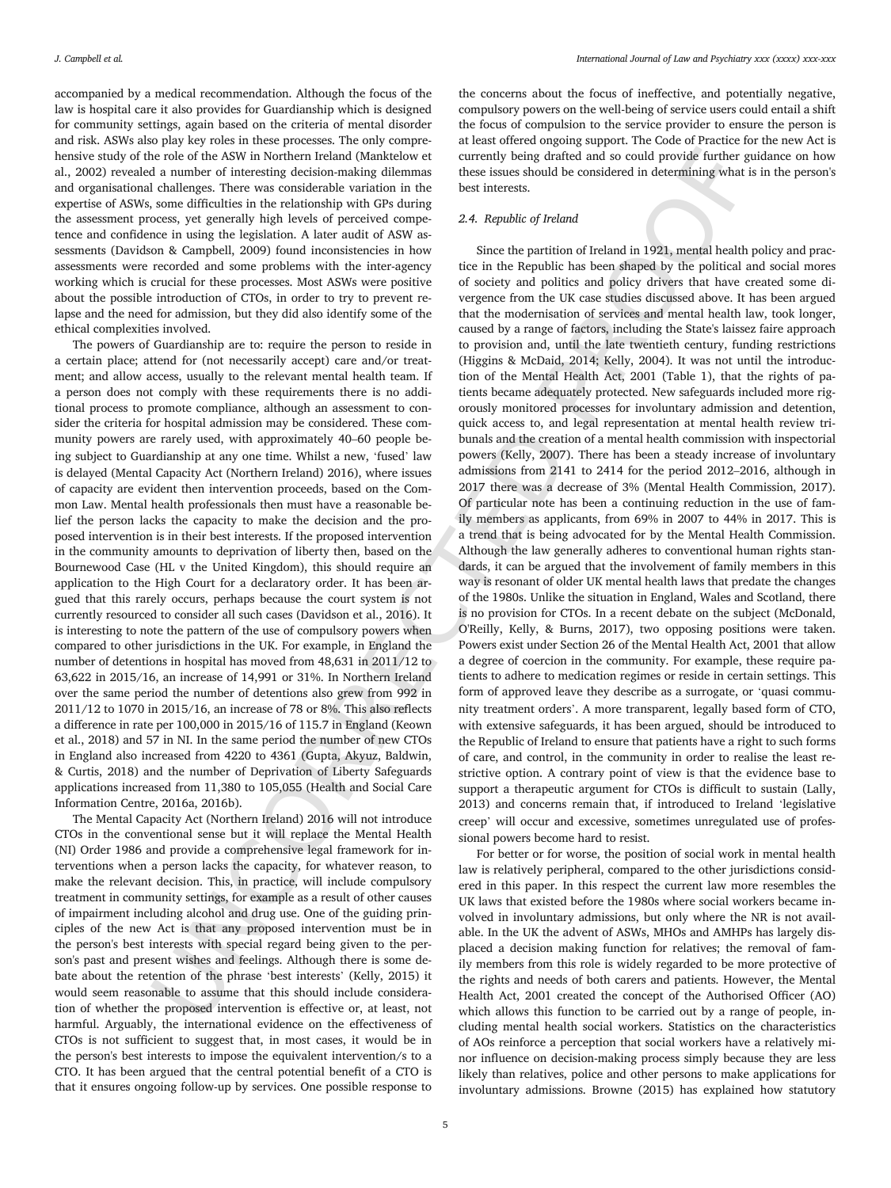accompanied by a medical recommendation. Although the focus of the law is hospital care it also provides for Guardianship which is designed for community settings, again based on the criteria of mental disorder and risk. ASWs also play key roles in these processes. The only comprehensive study of the role of the ASW in Northern Ireland (Manktelow et al., 2002) revealed a number of interesting decision-making dilemmas and organisational challenges. There was considerable variation in the expertise of ASWs, some difficulties in the relationship with GPs during the assessment process, yet generally high levels of perceived competence and confidence in using the legislation. A later audit of ASW assessments (Davidson & Campbell, 2009) found inconsistencies in how assessments were recorded and some problems with the inter-agency working which is crucial for these processes. Most ASWs were positive about the possible introduction of CTOs, in order to try to prevent relapse and the need for admission, but they did also identify some of the ethical complexities involved.

The powers of Guardianship are to: require the person to reside in a certain place; attend for (not necessarily accept) care and/or treatment; and allow access, usually to the relevant mental health team. If a person does not comply with these requirements there is no additional process to promote compliance, although an assessment to consider the criteria for hospital admission may be considered. These community powers are rarely used, with approximately 40–60 people being subject to Guardianship at any one time. Whilst a new, 'fused' law is delayed (Mental Capacity Act (Northern Ireland) 2016), where issues of capacity are evident then intervention proceeds, based on the Common Law. Mental health professionals then must have a reasonable belief the person lacks the capacity to make the decision and the proposed intervention is in their best interests. If the proposed intervention in the community amounts to deprivation of liberty then, based on the Bournewood Case (HL v the United Kingdom), this should require an application to the High Court for a declaratory order. It has been argued that this rarely occurs, perhaps because the court system is not currently resourced to consider all such cases (Davidson et al., 2016). It is interesting to note the pattern of the use of compulsory powers when compared to other jurisdictions in the UK. For example, in England the number of detentions in hospital has moved from 48,631 in 2011/12 to 63,622 in 2015/16, an increase of 14,991 or 31%. In Northern Ireland over the same period the number of detentions also grew from 992 in 2011/12 to 1070 in 2015/16, an increase of 78 or 8%. This also reflects a difference in rate per 100,000 in 2015/16 of 115.7 in England (Keown et al., 2018) and 57 in NI. In the same period the number of new CTOs in England also increased from 4220 to 4361 (Gupta, Akyuz, Baldwin, & Curtis, 2018) and the number of Deprivation of Liberty Safeguards applications increased from 11,380 to 105,055 (Health and Social Care Information Centre, 2016a, 2016b).

The Mental Capacity Act (Northern Ireland) 2016 will not introduce CTOs in the conventional sense but it will replace the Mental Health (NI) Order 1986 and provide a comprehensive legal framework for interventions when a person lacks the capacity, for whatever reason, to make the relevant decision. This, in practice, will include compulsory treatment in community settings, for example as a result of other causes of impairment including alcohol and drug use. One of the guiding principles of the new Act is that any proposed intervention must be in the person's best interests with special regard being given to the person's past and present wishes and feelings. Although there is some debate about the retention of the phrase 'best interests' (Kelly, 2015) it would seem reasonable to assume that this should include consideration of whether the proposed intervention is effective or, at least, not harmful. Arguably, the international evidence on the effectiveness of CTOs is not sufficient to suggest that, in most cases, it would be in the person's best interests to impose the equivalent intervention/s to a CTO. It has been argued that the central potential benefit of a CTO is that it ensures ongoing follow-up by services. One possible response to the concerns about the focus of ineffective, and potentially negative, compulsory powers on the well-being of service users could entail a shift the focus of compulsion to the service provider to ensure the person is at least offered ongoing support. The Code of Practice for the new Act is currently being drafted and so could provide further guidance on how these issues should be considered in determining what is in the person's best interests.

### 2.4. Republic of Ireland

Since the partition of Ireland in 1921, mental health policy and practice in the Republic has been shaped by the political and social mores of society and politics and policy drivers that have created some divergence from the UK case studies discussed above. It has been argued that the modernisation of services and mental health law, took longer, caused by a range of factors, including the State's laissez faire approach to provision and, until the late twentieth century, funding restrictions (Higgins & McDaid, 2014; Kelly, 2004). It was not until the introduction of the Mental Health Act, 2001 (Table 1), that the rights of patients became adequately protected. New safeguards included more rigorously monitored processes for involuntary admission and detention, quick access to, and legal representation at mental health review tribunals and the creation of a mental health commission with inspectorial powers (Kelly, 2007). There has been a steady increase of involuntary admissions from 2141 to 2414 for the period 2012–2016, although in 2017 there was a decrease of 3% (Mental Health Commission, 2017). Of particular note has been a continuing reduction in the use of family members as applicants, from 69% in 2007 to 44% in 2017. This is a trend that is being advocated for by the Mental Health Commission. Although the law generally adheres to conventional human rights standards, it can be argued that the involvement of family members in this way is resonant of older UK mental health laws that predate the changes of the 1980s. Unlike the situation in England, Wales and Scotland, there is no provision for CTOs. In a recent debate on the subject (McDonald, O'Reilly, Kelly, & Burns, 2017), two opposing positions were taken. Powers exist under Section 26 of the Mental Health Act, 2001 that allow a degree of coercion in the community. For example, these require patients to adhere to medication regimes or reside in certain settings. This form of approved leave they describe as a surrogate, or 'quasi community treatment orders'. A more transparent, legally based form of CTO, with extensive safeguards, it has been argued, should be introduced to the Republic of Ireland to ensure that patients have a right to such forms of care, and control, in the community in order to realise the least restrictive option. A contrary point of view is that the evidence base to support a therapeutic argument for CTOs is difficult to sustain (Lally, 2013) and concerns remain that, if introduced to Ireland 'legislative creep' will occur and excessive, sometimes unregulated use of professional powers become hard to resist.

For better or for worse, the position of social work in mental health law is relatively peripheral, compared to the other jurisdictions considered in this paper. In this respect the current law more resembles the UK laws that existed before the 1980s where social workers became involved in involuntary admissions, but only where the NR is not available. In the UK the advent of ASWs, MHOs and AMHPs has largely displaced a decision making function for relatives; the removal of family members from this role is widely regarded to be more protective of the rights and needs of both carers and patients. However, the Mental Health Act, 2001 created the concept of the Authorised Officer (AO) which allows this function to be carried out by a range of people, including mental health social workers. Statistics on the characteristics of AOs reinforce a perception that social workers have a relatively minor influence on decision-making process simply because they are less likely than relatives, police and other persons to make applications for involuntary admissions. Browne (2015) has explained how statutory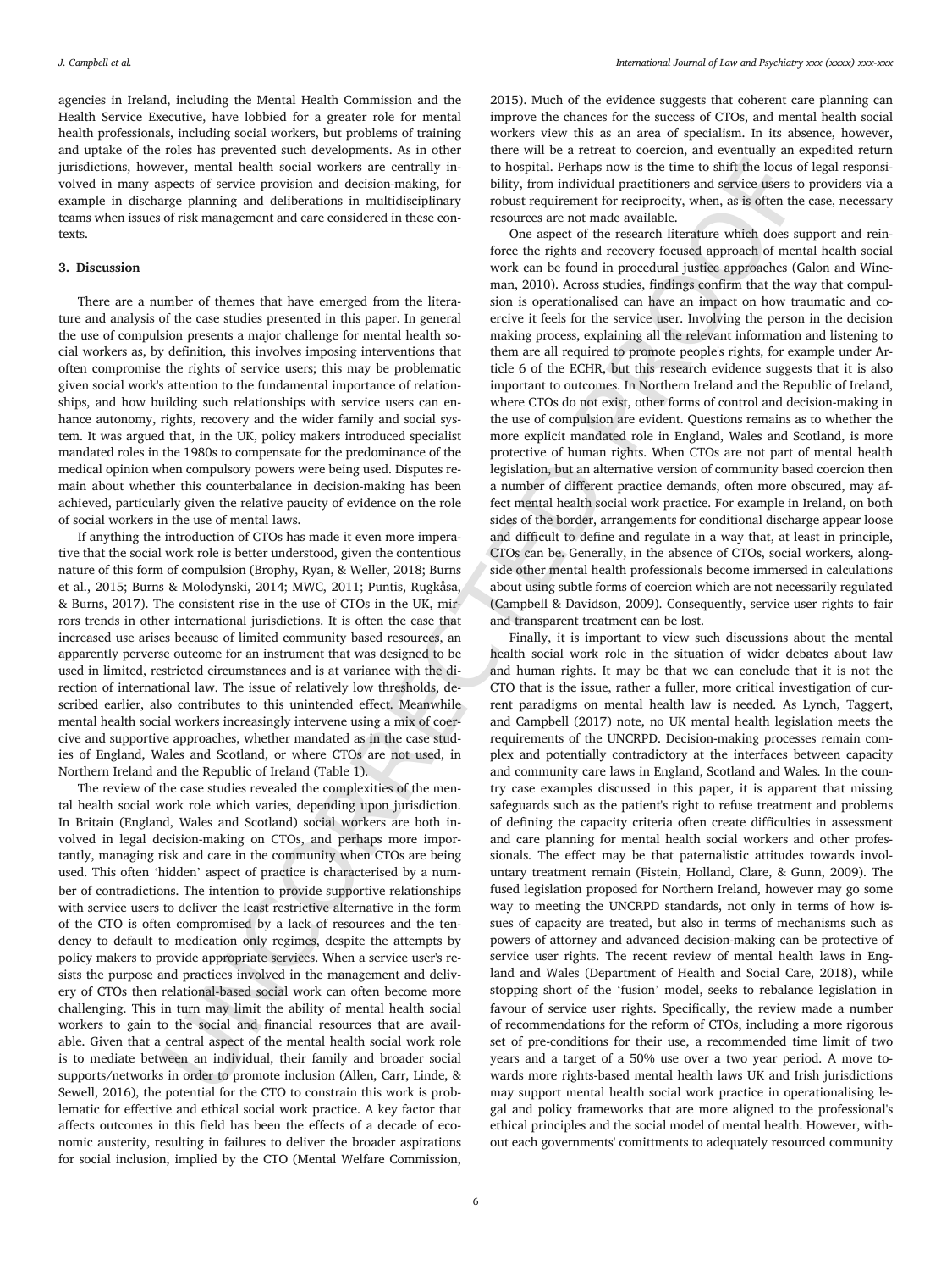agencies in Ireland, including the Mental Health Commission and the Health Service Executive, have lobbied for a greater role for mental health professionals, including social workers, but problems of training and uptake of the roles has prevented such developments. As in other jurisdictions, however, mental health social workers are centrally involved in many aspects of service provision and decision-making, for example in discharge planning and deliberations in multidisciplinary teams when issues of risk management and care considered in these contexts.

## 3. Discussion

There are a number of themes that have emerged from the literature and analysis of the case studies presented in this paper. In general the use of compulsion presents a major challenge for mental health social workers as, by definition, this involves imposing interventions that often compromise the rights of service users; this may be problematic given social work's attention to the fundamental importance of relationships, and how building such relationships with service users can enhance autonomy, rights, recovery and the wider family and social system. It was argued that, in the UK, policy makers introduced specialist mandated roles in the 1980s to compensate for the predominance of the medical opinion when compulsory powers were being used. Disputes remain about whether this counterbalance in decision-making has been achieved, particularly given the relative paucity of evidence on the role of social workers in the use of mental laws.

If anything the introduction of CTOs has made it even more imperative that the social work role is better understood, given the contentious nature of this form of compulsion (Brophy, Ryan, & Weller, 2018; Burns et al., 2015; Burns & Molodynski, 2014; MWC, 2011; Puntis, Rugkåsa, & Burns, 2017). The consistent rise in the use of CTOs in the UK, mirrors trends in other international jurisdictions. It is often the case that increased use arises because of limited community based resources, an apparently perverse outcome for an instrument that was designed to be used in limited, restricted circumstances and is at variance with the direction of international law. The issue of relatively low thresholds, described earlier, also contributes to this unintended effect. Meanwhile mental health social workers increasingly intervene using a mix of coercive and supportive approaches, whether mandated as in the case studies of England, Wales and Scotland, or where CTOs are not used, in Northern Ireland and the Republic of Ireland (Table 1).

The review of the case studies revealed the complexities of the mental health social work role which varies, depending upon jurisdiction. In Britain (England, Wales and Scotland) social workers are both involved in legal decision-making on CTOs, and perhaps more importantly, managing risk and care in the community when CTOs are being used. This often 'hidden' aspect of practice is characterised by a number of contradictions. The intention to provide supportive relationships with service users to deliver the least restrictive alternative in the form of the CTO is often compromised by a lack of resources and the tendency to default to medication only regimes, despite the attempts by policy makers to provide appropriate services. When a service user's resists the purpose and practices involved in the management and delivery of CTOs then relational-based social work can often become more challenging. This in turn may limit the ability of mental health social workers to gain to the social and financial resources that are available. Given that a central aspect of the mental health social work role is to mediate between an individual, their family and broader social supports/networks in order to promote inclusion (Allen, Carr, Linde, & Sewell, 2016), the potential for the CTO to constrain this work is problematic for effective and ethical social work practice. A key factor that affects outcomes in this field has been the effects of a decade of economic austerity, resulting in failures to deliver the broader aspirations for social inclusion, implied by the CTO (Mental Welfare Commission, 2015). Much of the evidence suggests that coherent care planning can improve the chances for the success of CTOs, and mental health social workers view this as an area of specialism. In its absence, however, there will be a retreat to coercion, and eventually an expedited return to hospital. Perhaps now is the time to shift the locus of legal responsibility, from individual practitioners and service users to providers via a robust requirement for reciprocity, when, as is often the case, necessary resources are not made available.

One aspect of the research literature which does support and reinforce the rights and recovery focused approach of mental health social work can be found in procedural justice approaches (Galon and Wineman, 2010). Across studies, findings confirm that the way that compulsion is operationalised can have an impact on how traumatic and coercive it feels for the service user. Involving the person in the decision making process, explaining all the relevant information and listening to them are all required to promote people's rights, for example under Article 6 of the ECHR, but this research evidence suggests that it is also important to outcomes. In Northern Ireland and the Republic of Ireland, where CTOs do not exist, other forms of control and decision-making in the use of compulsion are evident. Questions remains as to whether the more explicit mandated role in England, Wales and Scotland, is more protective of human rights. When CTOs are not part of mental health legislation, but an alternative version of community based coercion then a number of different practice demands, often more obscured, may affect mental health social work practice. For example in Ireland, on both sides of the border, arrangements for conditional discharge appear loose and difficult to define and regulate in a way that, at least in principle, CTOs can be. Generally, in the absence of CTOs, social workers, alongside other mental health professionals become immersed in calculations about using subtle forms of coercion which are not necessarily regulated (Campbell & Davidson, 2009). Consequently, service user rights to fair and transparent treatment can be lost.

Finally, it is important to view such discussions about the mental health social work role in the situation of wider debates about law and human rights. It may be that we can conclude that it is not the CTO that is the issue, rather a fuller, more critical investigation of current paradigms on mental health law is needed. As Lynch, Taggert, and Campbell (2017) note, no UK mental health legislation meets the requirements of the UNCRPD. Decision-making processes remain complex and potentially contradictory at the interfaces between capacity and community care laws in England, Scotland and Wales. In the country case examples discussed in this paper, it is apparent that missing safeguards such as the patient's right to refuse treatment and problems of defining the capacity criteria often create difficulties in assessment and care planning for mental health social workers and other professionals. The effect may be that paternalistic attitudes towards involuntary treatment remain (Fistein, Holland, Clare, & Gunn, 2009). The fused legislation proposed for Northern Ireland, however may go some way to meeting the UNCRPD standards, not only in terms of how issues of capacity are treated, but also in terms of mechanisms such as powers of attorney and advanced decision-making can be protective of service user rights. The recent review of mental health laws in England and Wales (Department of Health and Social Care, 2018), while stopping short of the 'fusion' model, seeks to rebalance legislation in favour of service user rights. Specifically, the review made a number of recommendations for the reform of CTOs, including a more rigorous set of pre-conditions for their use, a recommended time limit of two years and a target of a 50% use over a two year period. A move towards more rights-based mental health laws UK and Irish jurisdictions may support mental health social work practice in operationalising legal and policy frameworks that are more aligned to the professional's ethical principles and the social model of mental health. However, without each governments' comittments to adequately resourced community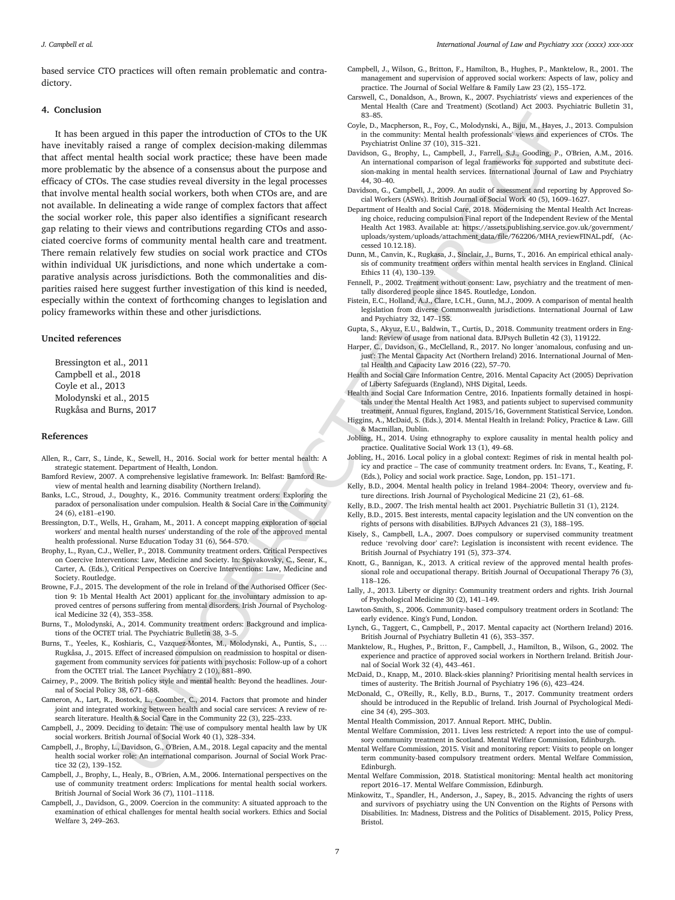based service CTO practices will often remain problematic and contradictory.

## 4. Conclusion

It has been argued in this paper the introduction of CTOs to the UK have inevitably raised a range of complex decision-making dilemmas that affect mental health social work practice; these have been made more problematic by the absence of a consensus about the purpose and efficacy of CTOs. The case studies reveal diversity in the legal processes that involve mental health social workers, both when CTOs are, and are not available. In delineating a wide range of complex factors that affect the social worker role, this paper also identifies a significant research gap relating to their views and contributions regarding CTOs and associated coercive forms of community mental health care and treatment. There remain relatively few studies on social work practice and CTOs within individual UK jurisdictions, and none which undertake a comparative analysis across jurisdictions. Both the commonalities and disparities raised here suggest further investigation of this kind is needed, especially within the context of forthcoming changes to legislation and policy frameworks within these and other jurisdictions.

### Uncited references

Bressington et al., 2011
Campbell et al., 2018
Coyle et al., 2013
Molodynski et al., 2015
Rugkåsa and Burns, 2017

### References

Allen, R., Carr, S., Linde, K., Sewell, H., 2016. Social work for better mental health: A strategic statement. Department of Health, London.

Bamford Review, 2007. A comprehensive legislative framework. In: Belfast: Bamford Review of mental health and learning disability (Northern Ireland).

Banks, L.C., Stroud, J., Doughty, K., 2016. Community treatment orders: Exploring the paradox of personalisation under compulsion. Health & Social Care in the Community 24 (6), e181–e190.

Bressington, D.T., Wells, H., Graham, M., 2011. A concept mapping exploration of social workers' and mental health nurses' understanding of the role of the approved mental health professional. Nurse Education Today 31 (6), 564–570.

Brophy, L., Ryan, C.J., Weller, P., 2018. Community treatment orders. Critical Perspectives on Coercive Interventions: Law, Medicine and Society. In: Spivakovsky, C., Seear, K., Carter, A. (Eds.), Critical Perspectives on Coercive Interventions: Law, Medicine and Society. Routledge.

Browne, F.J., 2015. The development of the role in Ireland of the Authorised Officer (Section 9: 1b Mental Health Act 2001) applicant for the involuntary admission to approved centres of persons suffering from mental disorders. Irish Journal of Psychological Medicine 32 (4), 353–358.

Burns, T., Molodynski, A., 2014. Community treatment orders: Background and implications of the OCTET trial. The Psychiatric Bulletin 38, 3–5.

Burns, T., Yeeles, K., Koshiaris, C., Vazquez-Montes, M., Molodynski, A., Puntis, S., … Rugkåsa, J., 2015. Effect of increased compulsion on readmission to hospital or disengagement from community services for patients with psychosis: Follow-up of a cohort from the OCTET trial. The Lancet Psychiatry 2 (10), 881–890.

Cairney, P., 2009. The British policy style and mental health: Beyond the headlines. Journal of Social Policy 38, 671–688.

Cameron, A., Lart, R., Bostock, L., Coomber, C., 2014. Factors that promote and hinder joint and integrated working between health and social care services: A review of research literature. Health & Social Care in the Community 22 (3), 225–233.

Campbell, J., 2009. Deciding to detain: The use of compulsory mental health law by UK social workers. British Journal of Social Work 40 (1), 328–334.

Campbell, J., Brophy, L., Davidson, G., O'Brien, A.M., 2018. Legal capacity and the mental health social worker role: An international comparison. Journal of Social Work Practice 32 (2), 139–152.

Campbell, J., Brophy, L., Healy, B., O'Brien, A.M., 2006. International perspectives on the use of community treatment orders: Implications for mental health social workers. British Journal of Social Work 36 (7), 1101–1118.

Campbell, J., Davidson, G., 2009. Coercion in the community: A situated approach to the examination of ethical challenges for mental health social workers. Ethics and Social Welfare 3, 249–263.

Campbell, J., Wilson, G., Britton, F., Hamilton, B., Hughes, P., Manktelow, R., 2001. The management and supervision of approved social workers: Aspects of law, policy and practice. The Journal of Social Welfare & Family Law 23 (2), 155–172.

Carswell, C., Donaldson, A., Brown, K., 2007. Psychiatrists' views and experiences of the Mental Health (Care and Treatment) (Scotland) Act 2003. Psychiatric Bulletin 31, 83–85.

Coyle, D., Macpherson, R., Foy, C., Molodynski, A., Biju, M., Hayes, J., 2013. Compulsion in the community: Mental health professionals' views and experiences of CTOs. The Psychiatrist Online 37 (10), 315–321.

Davidson, G., Brophy, L., Campbell, J., Farrell, S.J., Gooding, P., O'Brien, A.M., 2016. An international comparison of legal frameworks for supported and substitute decision-making in mental health services. International Journal of Law and Psychiatry 44, 30–40.

Davidson, G., Campbell, J., 2009. An audit of assessment and reporting by Approved Social Workers (ASWs). British Journal of Social Work 40 (5), 1609–1627.

Department of Health and Social Care, 2018. Modernising the Mental Health Act Increasing choice, reducing compulsion Final report of the Independent Review of the Mental Health Act 1983. Available at: https://assets.publishing.service.gov.uk/government/uploads/system/uploads/attachment_data/file/762206/MHA_reviewFINAL.pdf, (Accessed 10.12.18).

Dunn, M., Canvin, K., Rugkasa, J., Sinclair, J., Burns, T., 2016. An empirical ethical analysis of community treatment orders within mental health services in England. Clinical Ethics 11 (4), 130–139.

Fennell, P., 2002. Treatment without consent: Law, psychiatry and the treatment of mentally disordered people since 1845. Routledge, London.

Fistein, E.C., Holland, A.J., Clare, I.C.H., Gunn, M.J., 2009. A comparison of mental health legislation from diverse Commonwealth jurisdictions. International Journal of Law and Psychiatry 32, 147–155.

Gupta, S., Akyuz, E.U., Baldwin, T., Curtis, D., 2018. Community treatment orders in England: Review of usage from national data. BJPsych Bulletin 42 (3), 119122.

Harper, C., Davidson, G., McClelland, R., 2017. No longer 'anomalous, confusing and unjust': The Mental Capacity Act (Northern Ireland) 2016. International Journal of Mental Health and Capacity Law 2016 (22), 57–70.

Health and Social Care Information Centre, 2016. Mental Capacity Act (2005) Deprivation of Liberty Safeguards (England), NHS Digital, Leeds.

Health and Social Care Information Centre, 2016. Inpatients formally detained in hospitals under the Mental Health Act 1983, and patients subject to supervised community treatment, Annual figures, England, 2015/16, Government Statistical Service, London.

Higgins, A., McDaid, S. (Eds.), 2014. Mental Health in Ireland: Policy, Practice & Law. Gill & Macmillan, Dublin.

Jobling, H., 2014. Using ethnography to explore causality in mental health policy and practice. Qualitative Social Work 13 (1), 49–68.

Jobling, H., 2016. Local policy in a global context: Regimes of risk in mental health policy and practice – The case of community treatment orders. In: Evans, T., Keating, F. (Eds.), Policy and social work practice. Sage, London, pp. 151–171.

Kelly, B.D., 2004. Mental health policy in Ireland 1984–2004: Theory, overview and future directions. Irish Journal of Psychological Medicine 21 (2), 61–68.

Kelly, B.D., 2007. The Irish mental health act 2001. Psychiatric Bulletin 31 (1), 2124.

Kelly, B.D., 2015. Best interests, mental capacity legislation and the UN convention on the rights of persons with disabilities. BJPsych Advances 21 (3), 188–195.

Kisely, S., Campbell, L.A., 2007. Does compulsory or supervised community treatment reduce 'revolving door' care?: Legislation is inconsistent with recent evidence. The British Journal of Psychiatry 191 (5), 373–374.

Knott, G., Bannigan, K., 2013. A critical review of the approved mental health professional role and occupational therapy. British Journal of Occupational Therapy 76 (3), 118–126.

Lally, J., 2013. Liberty or dignity: Community treatment orders and rights. Irish Journal of Psychological Medicine 30 (2), 141–149.

Lawton-Smith, S., 2006. Community-based compulsory treatment orders in Scotland: The early evidence. King's Fund, London.

Lynch, G., Taggert, C., Campbell, P., 2017. Mental capacity act (Northern Ireland) 2016. British Journal of Psychiatry Bulletin 41 (6), 353–357.

Manktelow, R., Hughes, P., Britton, F., Campbell, J., Hamilton, B., Wilson, G., 2002. The experience and practice of approved social workers in Northern Ireland. British Journal of Social Work 32 (4), 443–461.

McDaid, D., Knapp, M., 2010. Black-skies planning? Prioritising mental health services in times of austerity. The British Journal of Psychiatry 196 (6), 423–424.

McDonald, C., O'Reilly, R., Kelly, B.D., Burns, T., 2017. Community treatment orders should be introduced in the Republic of Ireland. Irish Journal of Psychological Medicine 34 (4), 295–303.

Mental Health Commission, 2017. Annual Report. MHC, Dublin.

Mental Welfare Commission, 2011. Lives less restricted: A report into the use of compulsory community treatment in Scotland. Mental Welfare Commission, Edinburgh.

Mental Welfare Commission, 2015. Visit and monitoring report: Visits to people on longer term community-based compulsory treatment orders. Mental Welfare Commission, Edinburgh.

Mental Welfare Commission, 2018. Statistical monitoring: Mental health act monitoring report 2016–17. Mental Welfare Commission, Edinburgh.

Minkowitz, T., Spandler, H., Anderson, J., Sapey, B., 2015. Advancing the rights of users and survivors of psychiatry using the UN Convention on the Rights of Persons with Disabilities. In: Madness, Distress and the Politics of Disablement. 2015, Policy Press, Bristol.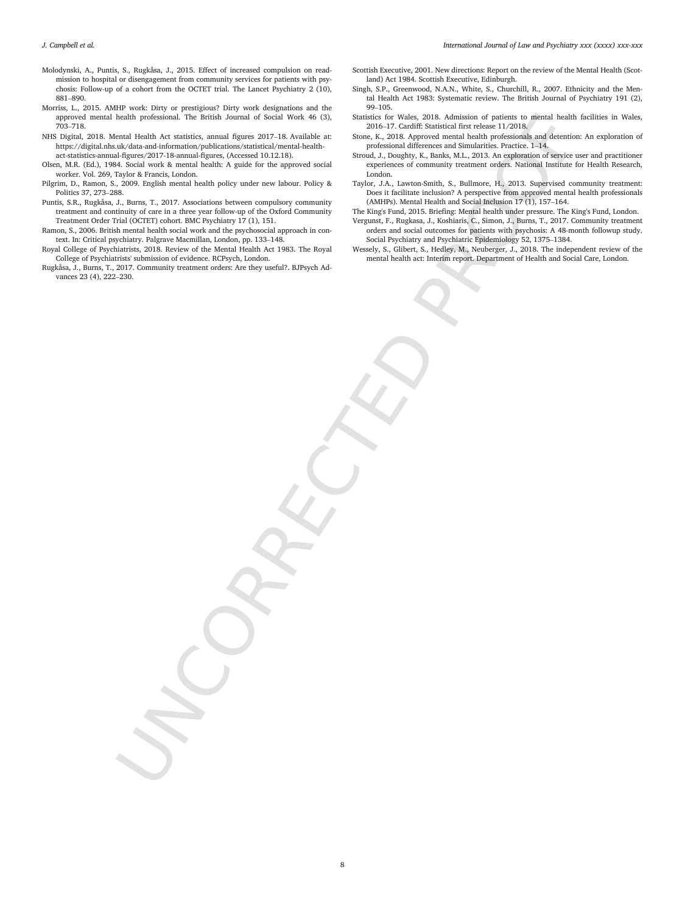Molodynski, A., Puntis, S., Rugkåsa, J., 2015. Effect of increased compulsion on readmission to hospital or disengagement from community services for patients with psychosis: Follow-up of a cohort from the OCTET trial. The Lancet Psychiatry 2 (10), 881–890.

Morriss, L., 2015. AMHP work: Dirty or prestigious? Dirty work designations and the approved mental health professional. The British Journal of Social Work 46 (3), 703–718.

NHS Digital, 2018. Mental Health Act statistics, annual figures 2017–18. Available at: https://digital.nhs.uk/data-and-information/publications/statistical/mental-health-act-statistics-annual-figures/2017-18-annual-figures, (Accessed 10.12.18).

Olsen, M.R. (Ed.), 1984. Social work & mental health: A guide for the approved social worker. Vol. 269, Taylor & Francis, London.

Pilgrim, D., Ramon, S., 2009. English mental health policy under new labour. Policy & Politics 37, 273–288.

Puntis, S.R., Rugkåsa, J., Burns, T., 2017. Associations between compulsory community treatment and continuity of care in a three year follow-up of the Oxford Community Treatment Order Trial (OCTET) cohort. BMC Psychiatry 17 (1), 151.

Ramon, S., 2006. British mental health social work and the psychosocial approach in context. In: Critical psychiatry. Palgrave Macmillan, London, pp. 133–148.

Royal College of Psychiatrists, 2018. Review of the Mental Health Act 1983. The Royal College of Psychiatrists' submission of evidence. RCPsych, London.

Rugkåsa, J., Burns, T., 2017. Community treatment orders: Are they useful?. BJPsych Advances 23 (4), 222–230.

Scottish Executive, 2001. New directions: Report on the review of the Mental Health (Scotland) Act 1984. Scottish Executive, Edinburgh.

Singh, S.P., Greenwood, N.A.N., White, S., Churchill, R., 2007. Ethnicity and the Mental Health Act 1983: Systematic review. The British Journal of Psychiatry 191 (2), 99–105.

Statistics for Wales, 2018. Admission of patients to mental health facilities in Wales, 2016–17. Cardiff: Statistical first release 11/2018.

Stone, K., 2018. Approved mental health professionals and detention: An exploration of professional differences and Simularities. Practice. 1–14.

Stroud, J., Doughty, K., Banks, M.L., 2013. An exploration of service user and practitioner experiences of community treatment orders. National Institute for Health Research, London.

Taylor, J.A., Lawton-Smith, S., Bullmore, H., 2013. Supervised community treatment: Does it facilitate inclusion? A perspective from approved mental health professionals (AMHPs). Mental Health and Social Inclusion 17 (1), 157–164.

The King's Fund, 2015. Briefing: Mental health under pressure. The King's Fund, London.

Vergunst, F., Rugkasa, J., Koshiaris, C., Simon, J., Burns, T., 2017. Community treatment orders and social outcomes for patients with psychosis: A 48-month followup study. Social Psychiatry and Psychiatric Epidemiology 52, 1375–1384.

Wessely, S., Glibert, S., Hedley, M., Neuberger, J., 2018. The independent review of the mental health act: Interim report. Department of Health and Social Care, London.